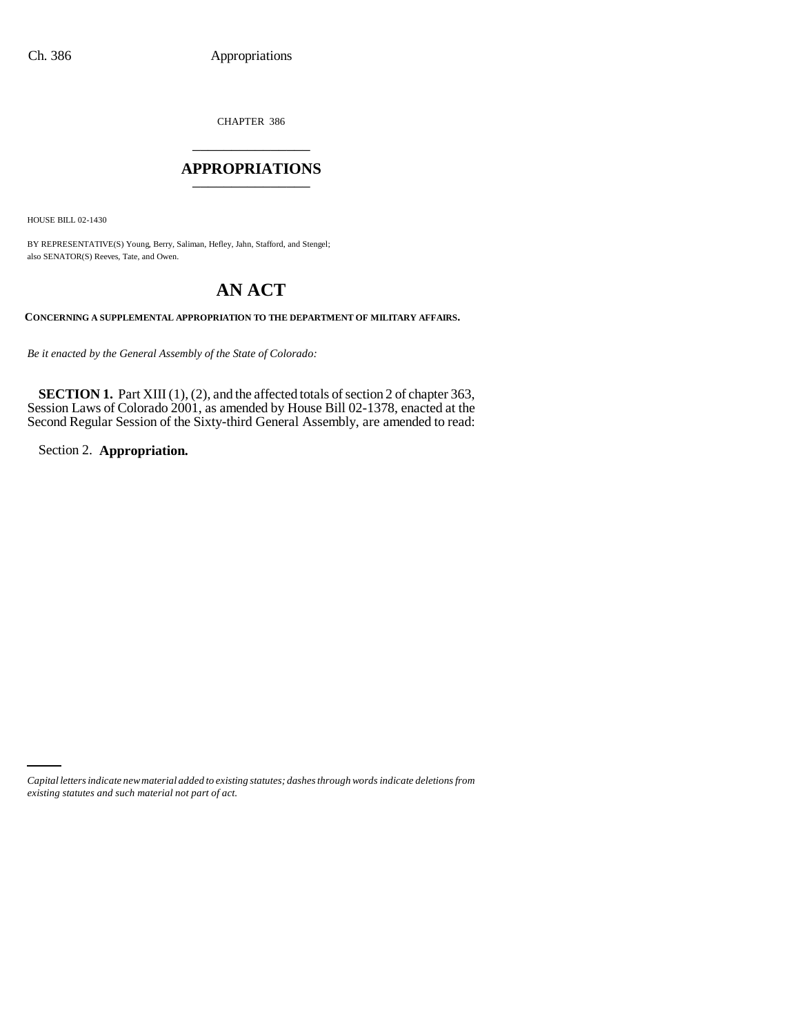CHAPTER 386

## APPROPRIATIONS

HOUSE BILL 02-1430

BY REPRESENTATIVE(S) Young, Berry, Saliman, Hefley, Jahn, Stafford, and Stengel; also SENATOR(S) Reeves, Tate, and Owen.

# AN ACT

**CONCERNING A SUPPLEMENTAL APPROPRIATION TO THE DEPARTMENT OF MILITARY AFFAIRS.**

*Be it enacted by the General Assembly of the State of Colorado:*

**SECTION 1.** Part XIII (1), (2), and the affected totals of section 2 of chapter 363, Session Laws of Colorado 2001, as amended by House Bill 02-1378, enacted at the Second Regular Session of the Sixty-third General Assembly, are amended to read:

Section 2. **Appropriation.**

*Capital letters indicate new material added to existing statutes; dashes through words indicate deletions from existing statutes and such material not part of act.*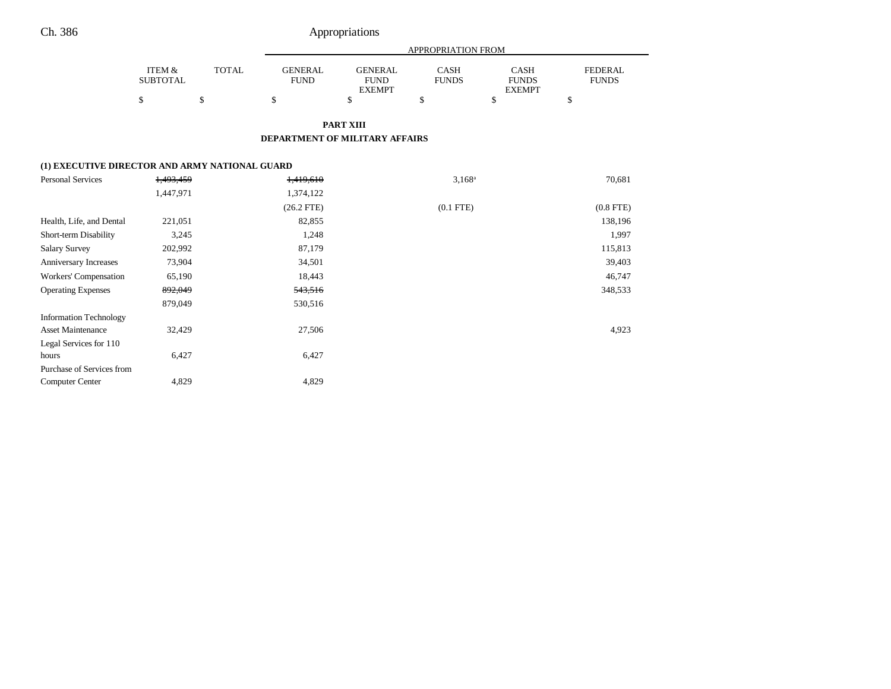| | ITEM & SUBTOTAL | TOTAL | APPROPRIATION FROM GENERAL FUND | GENERAL FUND EXEMPT | CASH FUNDS | CASH FUNDS EXEMPT | FEDERAL FUNDS |
|---|---|---|---|---|---|---|---|
| | $ | $ | $ | $ | $ | $ | $ |

**PART XIII**

**DEPARTMENT OF MILITARY AFFAIRS**

**(1) EXECUTIVE DIRECTOR AND ARMY NATIONAL GUARD**

| | ITEM & SUBTOTAL | TOTAL | GENERAL FUND | GENERAL FUND EXEMPT | CASH FUNDS | CASH FUNDS EXEMPT | FEDERAL FUNDS |
|---|---|---|---|---|---|---|---|
| Personal Services | ~~1,493,459~~ | | ~~1,419,610~~ | | 3,168[a] | | 70,681 |
| | 1,447,971 | | 1,374,122 | | | | |
| | | | (26.2 FTE) | | (0.1 FTE) | | (0.8 FTE) |
| Health, Life, and Dental | 221,051 | | 82,855 | | | | 138,196 |
| Short-term Disability | 3,245 | | 1,248 | | | | 1,997 |
| Salary Survey | 202,992 | | 87,179 | | | | 115,813 |
| Anniversary Increases | 73,904 | | 34,501 | | | | 39,403 |
| Workers' Compensation | 65,190 | | 18,443 | | | | 46,747 |
| Operating Expenses | ~~892,049~~ | | ~~543,516~~ | | | | 348,533 |
| | 879,049 | | 530,516 | | | | |
| Information Technology Asset Maintenance | 32,429 | | 27,506 | | | | 4,923 |
| Legal Services for 110 hours | 6,427 | | 6,427 | | | | |
| Purchase of Services from Computer Center | 4,829 | | 4,829 | | | | |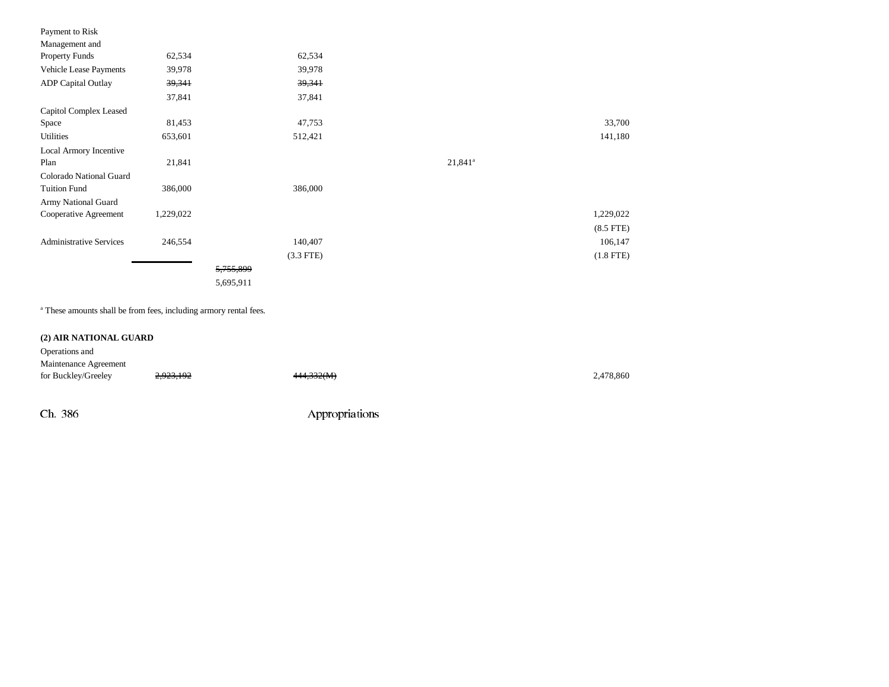| | | | | | | |
|---|---|---|---|---|---|---|
| Payment to Risk Management and Property Funds | 62,534 | | 62,534 | | | |
| Vehicle Lease Payments | 39,978 | | 39,978 | | | |
| ADP Capital Outlay | ~~39,341~~ 37,841 | | ~~39,341~~ 37,841 | | | |
| Capitol Complex Leased Space | 81,453 | | 47,753 | | | 33,700 |
| Utilities | 653,601 | | 512,421 | | | 141,180 |
| Local Armory Incentive Plan | 21,841 | | | | 21,841[a] | |
| Colorado National Guard Tuition Fund | 386,000 | | 386,000 | | | |
| Army National Guard Cooperative Agreement | 1,229,022 | | | | | 1,229,022 (8.5 FTE) |
| Administrative Services | 246,554 | | 140,407 (3.3 FTE) | | | 106,147 (1.8 FTE) |
| | | ~~5,755,899~~ 5,695,911 | | | | |

[a] These amounts shall be from fees, including armory rental fees.

**(2) AIR NATIONAL GUARD**

| | | | | | | |
|---|---|---|---|---|---|---|
| Operations and Maintenance Agreement for Buckley/Greeley | ~~2,923,192~~ | | ~~444,332(M)~~ | | | 2,478,860 |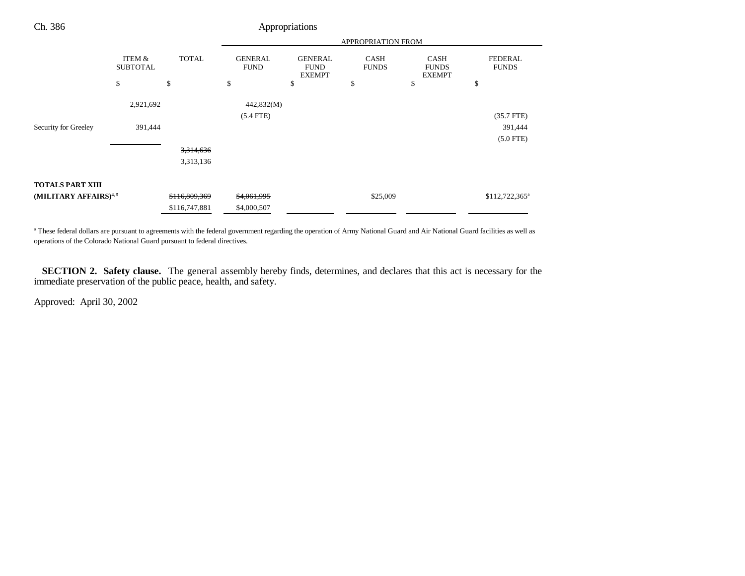| | ITEM & SUBTOTAL | TOTAL | GENERAL FUND | GENERAL FUND EXEMPT | CASH FUNDS | CASH FUNDS EXEMPT | FEDERAL FUNDS |
|---|---|---|---|---|---|---|---|
| | | | APPROPRIATION FROM | | | | |
| | $ | $ | $ | $ | $ | $ | $ |
| | 2,921,692 | | 442,832(M) | | | | |
| | | | (5.4 FTE) | | | | (35.7 FTE) |
| Security for Greeley | 391,444 | | | | | | 391,444 |
| | | | | | | | (5.0 FTE) |
| | | ~~3,314,636~~ | | | | | |
| | | 3,313,136 | | | | | |
| **TOTALS PART XIII** | | | | | | | |
| **(MILITARY AFFAIRS)[4, 5]** | | ~~$116,809,369~~ | ~~$4,061,995~~ | | $25,009 | | $112,722,365[a] |
| | | $116,747,881 | $4,000,507 | | | | |

[a] These federal dollars are pursuant to agreements with the federal government regarding the operation of Army National Guard and Air National Guard facilities as well as operations of the Colorado National Guard pursuant to federal directives.

**SECTION 2. Safety clause.** The general assembly hereby finds, determines, and declares that this act is necessary for the immediate preservation of the public peace, health, and safety.

Approved: April 30, 2002